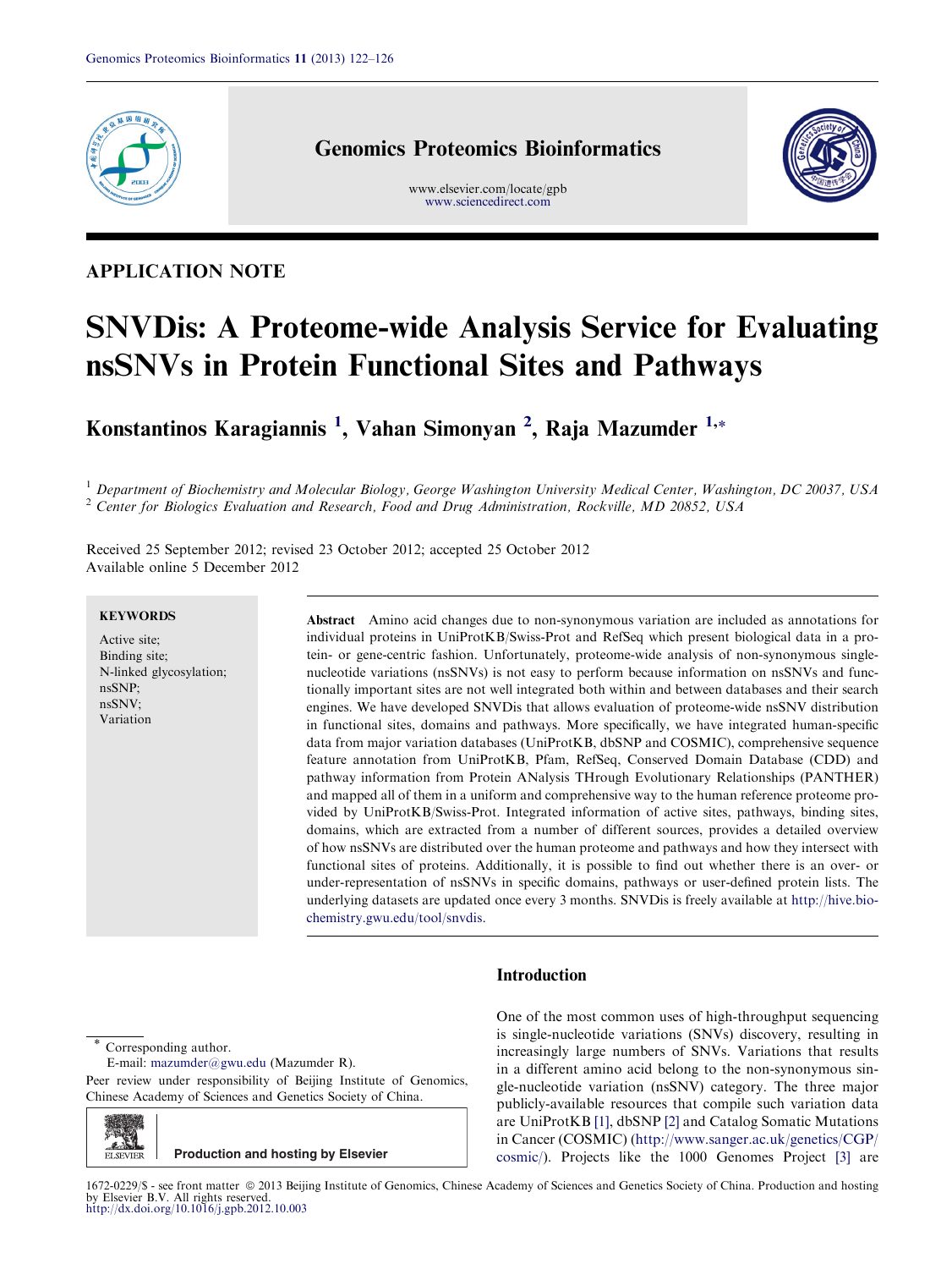APPLICATION NOTE

# SNVDis: A Proteome-wide Analysis Service for Evaluating nsSNVs in Protein Functional Sites and Pathways

**Konstantinos Karagiannis [1], Vahan Simonyan [2], Raja Mazumder [1,*]**

[1] *Department of Biochemistry and Molecular Biology, George Washington University Medical Center, Washington, DC 20037, USA*
[2] *Center for Biologics Evaluation and Research, Food and Drug Administration, Rockville, MD 20852, USA*

Received 25 September 2012; revised 23 October 2012; accepted 25 October 2012
Available online 5 December 2012

**KEYWORDS**

Active site;
Binding site;
N-linked glycosylation;
nsSNP;
nsSNV;
Variation

**Abstract** Amino acid changes due to non-synonymous variation are included as annotations for individual proteins in UniProtKB/Swiss-Prot and RefSeq which present biological data in a protein- or gene-centric fashion. Unfortunately, proteome-wide analysis of non-synonymous single-nucleotide variations (nsSNVs) is not easy to perform because information on nsSNVs and functionally important sites are not well integrated both within and between databases and their search engines. We have developed SNVDis that allows evaluation of proteome-wide nsSNV distribution in functional sites, domains and pathways. More specifically, we have integrated human-specific data from major variation databases (UniProtKB, dbSNP and COSMIC), comprehensive sequence feature annotation from UniProtKB, Pfam, RefSeq, Conserved Domain Database (CDD) and pathway information from Protein ANalysis THrough Evolutionary Relationships (PANTHER) and mapped all of them in a uniform and comprehensive way to the human reference proteome provided by UniProtKB/Swiss-Prot. Integrated information of active sites, pathways, binding sites, domains, which are extracted from a number of different sources, provides a detailed overview of how nsSNVs are distributed over the human proteome and pathways and how they intersect with functional sites of proteins. Additionally, it is possible to find out whether there is an over- or under-representation of nsSNVs in specific domains, pathways or user-defined protein lists. The underlying datasets are updated once every 3 months. SNVDis is freely available at http://hive.biochemistry.gwu.edu/tool/snvdis.

## Introduction

One of the most common uses of high-throughput sequencing is single-nucleotide variations (SNVs) discovery, resulting in increasingly large numbers of SNVs. Variations that results in a different amino acid belong to the non-synonymous single-nucleotide variation (nsSNV) category. The three major publicly-available resources that compile such variation data are UniProtKB [1], dbSNP [2] and Catalog Somatic Mutations in Cancer (COSMIC) (http://www.sanger.ac.uk/genetics/CGP/cosmic/). Projects like the 1000 Genomes Project [3] are

* Corresponding author.
E-mail: mazumder@gwu.edu (Mazumder R).
Peer review under responsibility of Beijing Institute of Genomics, Chinese Academy of Sciences and Genetics Society of China.

Production and hosting by Elsevier

1672-0229/$ - see front matter © 2013 Beijing Institute of Genomics, Chinese Academy of Sciences and Genetics Society of China. Production and hosting by Elsevier B.V. All rights reserved.
http://dx.doi.org/10.1016/j.gpb.2012.10.003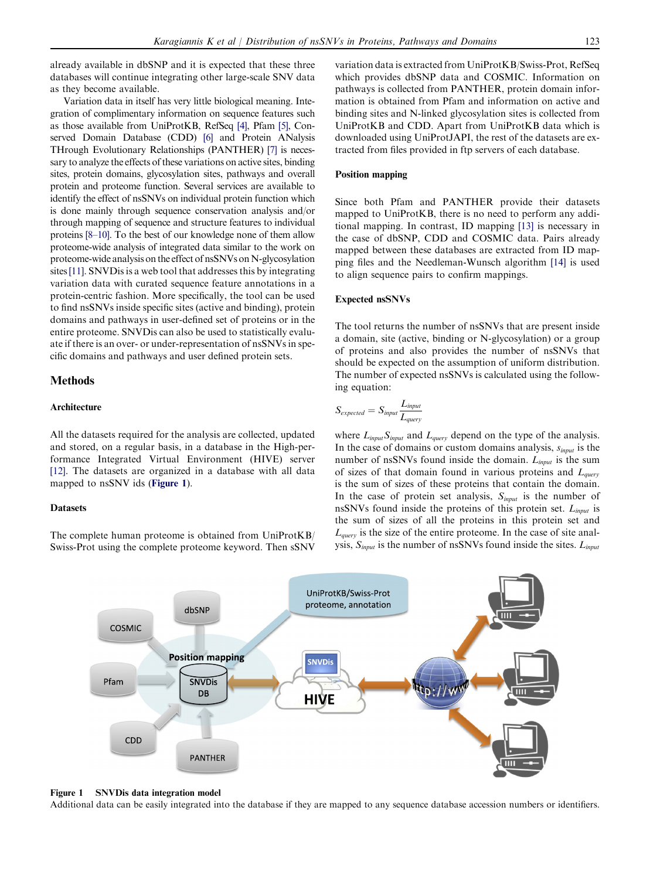already available in dbSNP and it is expected that these three databases will continue integrating other large-scale SNV data as they become available.

Variation data in itself has very little biological meaning. Integration of complimentary information on sequence features such as those available from UniProtKB, RefSeq [4], Pfam [5], Conserved Domain Database (CDD) [6] and Protein ANalysis THrough Evolutionary Relationships (PANTHER) [7] is necessary to analyze the effects of these variations on active sites, binding sites, protein domains, glycosylation sites, pathways and overall protein and proteome function. Several services are available to identify the effect of nsSNVs on individual protein function which is done mainly through sequence conservation analysis and/or through mapping of sequence and structure features to individual proteins [8–10]. To the best of our knowledge none of them allow proteome-wide analysis of integrated data similar to the work on proteome-wide analysis on the effect of nsSNVs on N-glycosylation sites [11]. SNVDis is a web tool that addresses this by integrating variation data with curated sequence feature annotations in a protein-centric fashion. More specifically, the tool can be used to find nsSNVs inside specific sites (active and binding), protein domains and pathways in user-defined set of proteins or in the entire proteome. SNVDis can also be used to statistically evaluate if there is an over- or under-representation of nsSNVs in specific domains and pathways and user defined protein sets.

## Methods

### Architecture

All the datasets required for the analysis are collected, updated and stored, on a regular basis, in a database in the High-performance Integrated Virtual Environment (HIVE) server [12]. The datasets are organized in a database with all data mapped to nsSNV ids (**Figure 1**).

### Datasets

The complete human proteome is obtained from UniProtKB/Swiss-Prot using the complete proteome keyword. Then sSNV variation data is extracted from UniProtKB/Swiss-Prot, RefSeq which provides dbSNP data and COSMIC. Information on pathways is collected from PANTHER, protein domain information is obtained from Pfam and information on active and binding sites and N-linked glycosylation sites is collected from UniProtKB and CDD. Apart from UniProtKB data which is downloaded using UniProtJAPI, the rest of the datasets are extracted from files provided in ftp servers of each database.

### Position mapping

Since both Pfam and PANTHER provide their datasets mapped to UniProtKB, there is no need to perform any additional mapping. In contrast, ID mapping [13] is necessary in the case of dbSNP, CDD and COSMIC data. Pairs already mapped between these databases are extracted from ID mapping files and the Needleman-Wunsch algorithm [14] is used to align sequence pairs to confirm mappings.

### Expected nsSNVs

The tool returns the number of nsSNVs that are present inside a domain, site (active, binding or N-glycosylation) or a group of proteins and also provides the number of nsSNVs that should be expected on the assumption of uniform distribution. The number of expected nsSNVs is calculated using the following equation:

$$S_{expected} = S_{input} \frac{L_{input}}{L_{query}}$$

where $L_{input} S_{input}$ and $L_{query}$ depend on the type of the analysis. In the case of domains or custom domains analysis, $s_{input}$ is the number of nsSNVs found inside the domain. $L_{input}$ is the sum of sizes of that domain found in various proteins and $L_{query}$ is the sum of sizes of these proteins that contain the domain. In the case of protein set analysis, $S_{input}$ is the number of nsSNVs found inside the proteins of this protein set. $L_{input}$ is the sum of sizes of all the proteins in this protein set and $L_{query}$ is the size of the entire proteome. In the case of site analysis, $S_{input}$ is the number of nsSNVs found inside the sites. $L_{input}$

**Figure 1 SNVDis data integration model**

Additional data can be easily integrated into the database if they are mapped to any sequence database accession numbers or identifiers.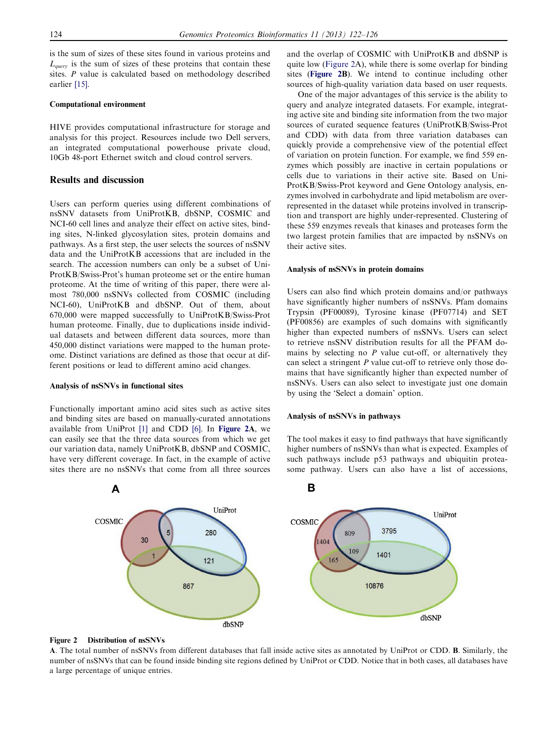is the sum of sizes of these sites found in various proteins and $L_{query}$ is the sum of sizes of these proteins that contain these sites. P value is calculated based on methodology described earlier [15].

### Computational environment

HIVE provides computational infrastructure for storage and analysis for this project. Resources include two Dell servers, an integrated computational powerhouse private cloud, 10Gb 48-port Ethernet switch and cloud control servers.

## Results and discussion

Users can perform queries using different combinations of nsSNV datasets from UniProtKB, dbSNP, COSMIC and NCI-60 cell lines and analyze their effect on active sites, binding sites, N-linked glycosylation sites, protein domains and pathways. As a first step, the user selects the sources of nsSNV data and the UniProtKB accessions that are included in the search. The accession numbers can only be a subset of UniProtKB/Swiss-Prot's human proteome set or the entire human proteome. At the time of writing of this paper, there were almost 780,000 nsSNVs collected from COSMIC (including NCI-60), UniProtKB and dbSNP. Out of them, about 670,000 were mapped successfully to UniProtKB/Swiss-Prot human proteome. Finally, due to duplications inside individual datasets and between different data sources, more than 450,000 distinct variations were mapped to the human proteome. Distinct variations are defined as those that occur at different positions or lead to different amino acid changes.

### Analysis of nsSNVs in functional sites

Functionally important amino acid sites such as active sites and binding sites are based on manually-curated annotations available from UniProt [1] and CDD [6]. In **Figure 2A**, we can easily see that the three data sources from which we get our variation data, namely UniProtKB, dbSNP and COSMIC, have very different coverage. In fact, in the example of active sites there are no nsSNVs that come from all three sources and the overlap of COSMIC with UniProtKB and dbSNP is quite low (Figure 2A), while there is some overlap for binding sites (**Figure 2B**). We intend to continue including other sources of high-quality variation data based on user requests.

One of the major advantages of this service is the ability to query and analyze integrated datasets. For example, integrating active site and binding site information from the two major sources of curated sequence features (UniProtKB/Swiss-Prot and CDD) with data from three variation databases can quickly provide a comprehensive view of the potential effect of variation on protein function. For example, we find 559 enzymes which possibly are inactive in certain populations or cells due to variations in their active site. Based on UniProtKB/Swiss-Prot keyword and Gene Ontology analysis, enzymes involved in carbohydrate and lipid metabolism are over-represented in the dataset while proteins involved in transcription and transport are highly under-represented. Clustering of these 559 enzymes reveals that kinases and proteases form the two largest protein families that are impacted by nsSNVs on their active sites.

### Analysis of nsSNVs in protein domains

Users can also find which protein domains and/or pathways have significantly higher numbers of nsSNVs. Pfam domains Trypsin (PF00089), Tyrosine kinase (PF07714) and SET (PF00856) are examples of such domains with significantly higher than expected numbers of nsSNVs. Users can select to retrieve nsSNV distribution results for all the PFAM domains by selecting no P value cut-off, or alternatively they can select a stringent P value cut-off to retrieve only those domains that have significantly higher than expected number of nsSNVs. Users can also select to investigate just one domain by using the 'Select a domain' option.

### Analysis of nsSNVs in pathways

The tool makes it easy to find pathways that have significantly higher numbers of nsSNVs than what is expected. Examples of such pathways include p53 pathways and ubiquitin proteasome pathway. Users can also have a list of accessions,

**Figure 2 Distribution of nsSNVs**

**A**. The total number of nsSNVs from different databases that fall inside active sites as annotated by UniProt or CDD. **B**. Similarly, the number of nsSNVs that can be found inside binding site regions defined by UniProt or CDD. Notice that in both cases, all databases have a large percentage of unique entries.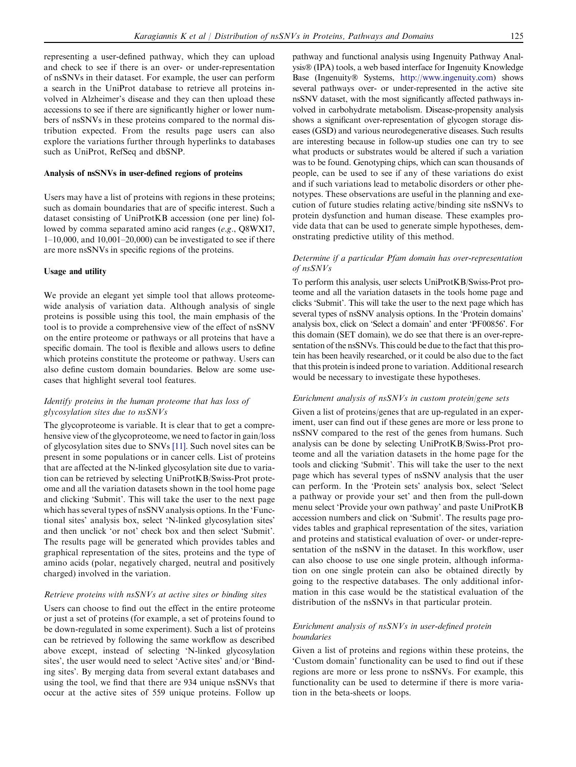representing a user-defined pathway, which they can upload and check to see if there is an over- or under-representation of nsSNVs in their dataset. For example, the user can perform a search in the UniProt database to retrieve all proteins involved in Alzheimer's disease and they can then upload these accessions to see if there are significantly higher or lower numbers of nsSNVs in these proteins compared to the normal distribution expected. From the results page users can also explore the variations further through hyperlinks to databases such as UniProt, RefSeq and dbSNP.

### Analysis of nsSNVs in user-defined regions of proteins

Users may have a list of proteins with regions in these proteins; such as domain boundaries that are of specific interest. Such a dataset consisting of UniProtKB accession (one per line) followed by comma separated amino acid ranges (*e.g.*, Q8WXI7, 1–10,000, and 10,001–20,000) can be investigated to see if there are more nsSNVs in specific regions of the proteins.

### Usage and utility

We provide an elegant yet simple tool that allows proteome-wide analysis of variation data. Although analysis of single proteins is possible using this tool, the main emphasis of the tool is to provide a comprehensive view of the effect of nsSNV on the entire proteome or pathways or all proteins that have a specific domain. The tool is flexible and allows users to define which proteins constitute the proteome or pathway. Users can also define custom domain boundaries. Below are some use-cases that highlight several tool features.

#### *Identify proteins in the human proteome that has loss of glycosylation sites due to nsSNVs*

The glycoproteome is variable. It is clear that to get a comprehensive view of the glycoproteome, we need to factor in gain/loss of glycosylation sites due to SNVs [11]. Such novel sites can be present in some populations or in cancer cells. List of proteins that are affected at the N-linked glycosylation site due to variation can be retrieved by selecting UniProtKB/Swiss-Prot proteome and all the variation datasets shown in the tool home page and clicking 'Submit'. This will take the user to the next page which has several types of nsSNV analysis options. In the 'Functional sites' analysis box, select 'N-linked glycosylation sites' and then unclick 'or not' check box and then select 'Submit'. The results page will be generated which provides tables and graphical representation of the sites, proteins and the type of amino acids (polar, negatively charged, neutral and positively charged) involved in the variation.

#### *Retrieve proteins with nsSNVs at active sites or binding sites*

Users can choose to find out the effect in the entire proteome or just a set of proteins (for example, a set of proteins found to be down-regulated in some experiment). Such a list of proteins can be retrieved by following the same workflow as described above except, instead of selecting 'N-linked glycosylation sites', the user would need to select 'Active sites' and/or 'Binding sites'. By merging data from several extant databases and using the tool, we find that there are 934 unique nsSNVs that occur at the active sites of 559 unique proteins. Follow up pathway and functional analysis using Ingenuity Pathway Analysis® (IPA) tools, a web based interface for Ingenuity Knowledge Base (Ingenuity® Systems, http://www.ingenuity.com) shows several pathways over- or under-represented in the active site nsSNV dataset, with the most significantly affected pathways involved in carbohydrate metabolism. Disease-propensity analysis shows a significant over-representation of glycogen storage diseases (GSD) and various neurodegenerative diseases. Such results are interesting because in follow-up studies one can try to see what products or substrates would be altered if such a variation was to be found. Genotyping chips, which can scan thousands of people, can be used to see if any of these variations do exist and if such variations lead to metabolic disorders or other phenotypes. These observations are useful in the planning and execution of future studies relating active/binding site nsSNVs to protein dysfunction and human disease. These examples provide data that can be used to generate simple hypotheses, demonstrating predictive utility of this method.

#### *Determine if a particular Pfam domain has over-representation of nsSNVs*

To perform this analysis, user selects UniProtKB/Swiss-Prot proteome and all the variation datasets in the tools home page and clicks 'Submit'. This will take the user to the next page which has several types of nsSNV analysis options. In the 'Protein domains' analysis box, click on 'Select a domain' and enter 'PF00856'. For this domain (SET domain), we do see that there is an over-representation of the nsSNVs. This could be due to the fact that this protein has been heavily researched, or it could be also due to the fact that this protein is indeed prone to variation. Additional research would be necessary to investigate these hypotheses.

#### *Enrichment analysis of nsSNVs in custom protein/gene sets*

Given a list of proteins/genes that are up-regulated in an experiment, user can find out if these genes are more or less prone to nsSNV compared to the rest of the genes from humans. Such analysis can be done by selecting UniProtKB/Swiss-Prot proteome and all the variation datasets in the home page for the tools and clicking 'Submit'. This will take the user to the next page which has several types of nsSNV analysis that the user can perform. In the 'Protein sets' analysis box, select 'Select a pathway or provide your set' and then from the pull-down menu select 'Provide your own pathway' and paste UniProtKB accession numbers and click on 'Submit'. The results page provides tables and graphical representation of the sites, variation and proteins and statistical evaluation of over- or under-representation of the nsSNV in the dataset. In this workflow, user can also choose to use one single protein, although information on one single protein can also be obtained directly by going to the respective databases. The only additional information in this case would be the statistical evaluation of the distribution of the nsSNVs in that particular protein.

#### *Enrichment analysis of nsSNVs in user-defined protein boundaries*

Given a list of proteins and regions within these proteins, the 'Custom domain' functionality can be used to find out if these regions are more or less prone to nsSNVs. For example, this functionality can be used to determine if there is more variation in the beta-sheets or loops.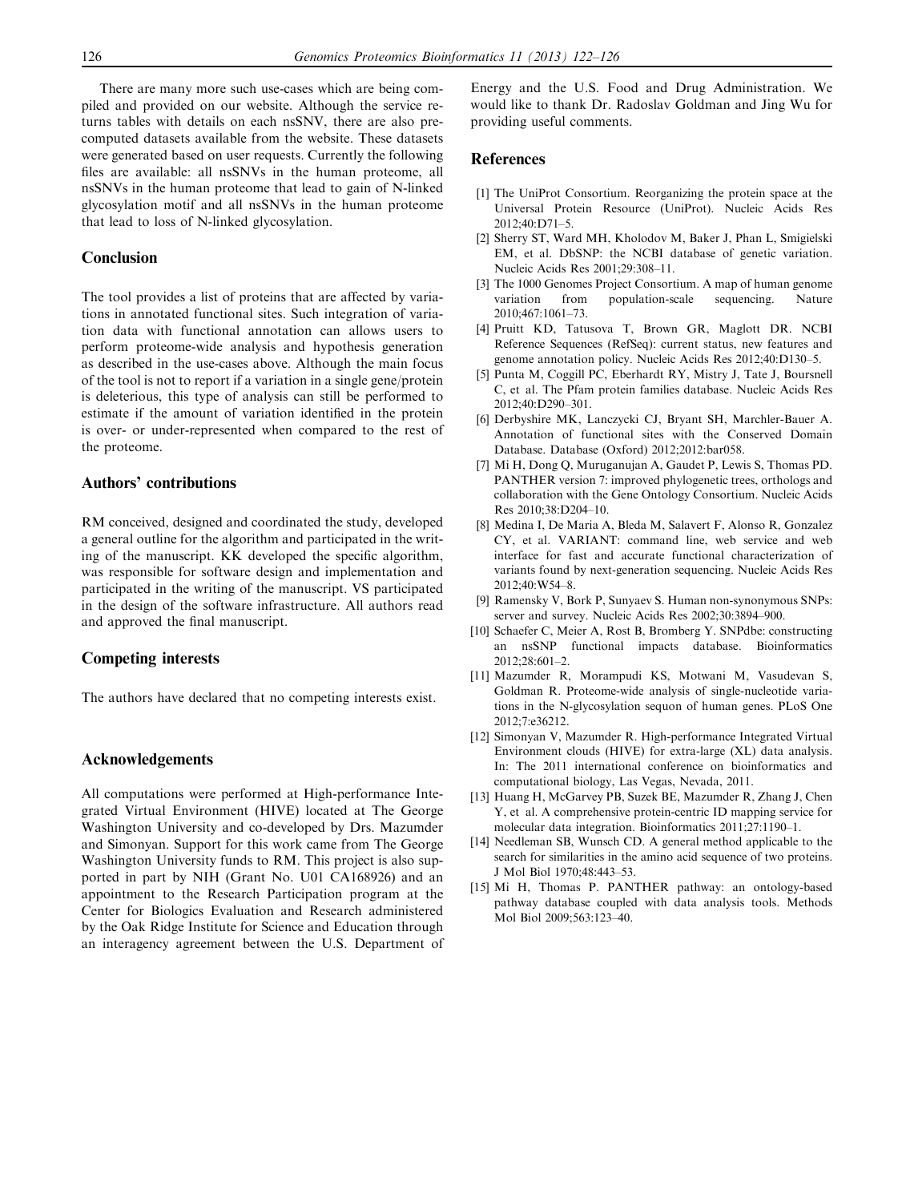There are many more such use-cases which are being compiled and provided on our website. Although the service returns tables with details on each nsSNV, there are also precomputed datasets available from the website. These datasets were generated based on user requests. Currently the following files are available: all nsSNVs in the human proteome, all nsSNVs in the human proteome that lead to gain of N-linked glycosylation motif and all nsSNVs in the human proteome that lead to loss of N-linked glycosylation.

## Conclusion

The tool provides a list of proteins that are affected by variations in annotated functional sites. Such integration of variation data with functional annotation can allows users to perform proteome-wide analysis and hypothesis generation as described in the use-cases above. Although the main focus of the tool is not to report if a variation in a single gene/protein is deleterious, this type of analysis can still be performed to estimate if the amount of variation identified in the protein is over- or under-represented when compared to the rest of the proteome.

## Authors' contributions

RM conceived, designed and coordinated the study, developed a general outline for the algorithm and participated in the writing of the manuscript. KK developed the specific algorithm, was responsible for software design and implementation and participated in the writing of the manuscript. VS participated in the design of the software infrastructure. All authors read and approved the final manuscript.

## Competing interests

The authors have declared that no competing interests exist.

## Acknowledgements

All computations were performed at High-performance Integrated Virtual Environment (HIVE) located at The George Washington University and co-developed by Drs. Mazumder and Simonyan. Support for this work came from The George Washington University funds to RM. This project is also supported in part by NIH (Grant No. U01 CA168926) and an appointment to the Research Participation program at the Center for Biologics Evaluation and Research administered by the Oak Ridge Institute for Science and Education through an interagency agreement between the U.S. Department of Energy and the U.S. Food and Drug Administration. We would like to thank Dr. Radoslav Goldman and Jing Wu for providing useful comments.

## References

[1] The UniProt Consortium. Reorganizing the protein space at the Universal Protein Resource (UniProt). Nucleic Acids Res 2012;40:D71–5.

[2] Sherry ST, Ward MH, Kholodov M, Baker J, Phan L, Smigielski EM, et al. DbSNP: the NCBI database of genetic variation. Nucleic Acids Res 2001;29:308–11.

[3] The 1000 Genomes Project Consortium. A map of human genome variation from population-scale sequencing. Nature 2010;467:1061–73.

[4] Pruitt KD, Tatusova T, Brown GR, Maglott DR. NCBI Reference Sequences (RefSeq): current status, new features and genome annotation policy. Nucleic Acids Res 2012;40:D130–5.

[5] Punta M, Coggill PC, Eberhardt RY, Mistry J, Tate J, Boursnell C, et al. The Pfam protein families database. Nucleic Acids Res 2012;40:D290–301.

[6] Derbyshire MK, Lanczycki CJ, Bryant SH, Marchler-Bauer A. Annotation of functional sites with the Conserved Domain Database. Database (Oxford) 2012;2012:bar058.

[7] Mi H, Dong Q, Muruganujan A, Gaudet P, Lewis S, Thomas PD. PANTHER version 7: improved phylogenetic trees, orthologs and collaboration with the Gene Ontology Consortium. Nucleic Acids Res 2010;38:D204–10.

[8] Medina I, De Maria A, Bleda M, Salavert F, Alonso R, Gonzalez CY, et al. VARIANT: command line, web service and web interface for fast and accurate functional characterization of variants found by next-generation sequencing. Nucleic Acids Res 2012;40:W54–8.

[9] Ramensky V, Bork P, Sunyaev S. Human non-synonymous SNPs: server and survey. Nucleic Acids Res 2002;30:3894–900.

[10] Schaefer C, Meier A, Rost B, Bromberg Y. SNPdbe: constructing an nsSNP functional impacts database. Bioinformatics 2012;28:601–2.

[11] Mazumder R, Morampudi KS, Motwani M, Vasudevan S, Goldman R. Proteome-wide analysis of single-nucleotide variations in the N-glycosylation sequon of human genes. PLoS One 2012;7:e36212.

[12] Simonyan V, Mazumder R. High-performance Integrated Virtual Environment clouds (HIVE) for extra-large (XL) data analysis. In: The 2011 international conference on bioinformatics and computational biology, Las Vegas, Nevada, 2011.

[13] Huang H, McGarvey PB, Suzek BE, Mazumder R, Zhang J, Chen Y, et al. A comprehensive protein-centric ID mapping service for molecular data integration. Bioinformatics 2011;27:1190–1.

[14] Needleman SB, Wunsch CD. A general method applicable to the search for similarities in the amino acid sequence of two proteins. J Mol Biol 1970;48:443–53.

[15] Mi H, Thomas P. PANTHER pathway: an ontology-based pathway database coupled with data analysis tools. Methods Mol Biol 2009;563:123–40.